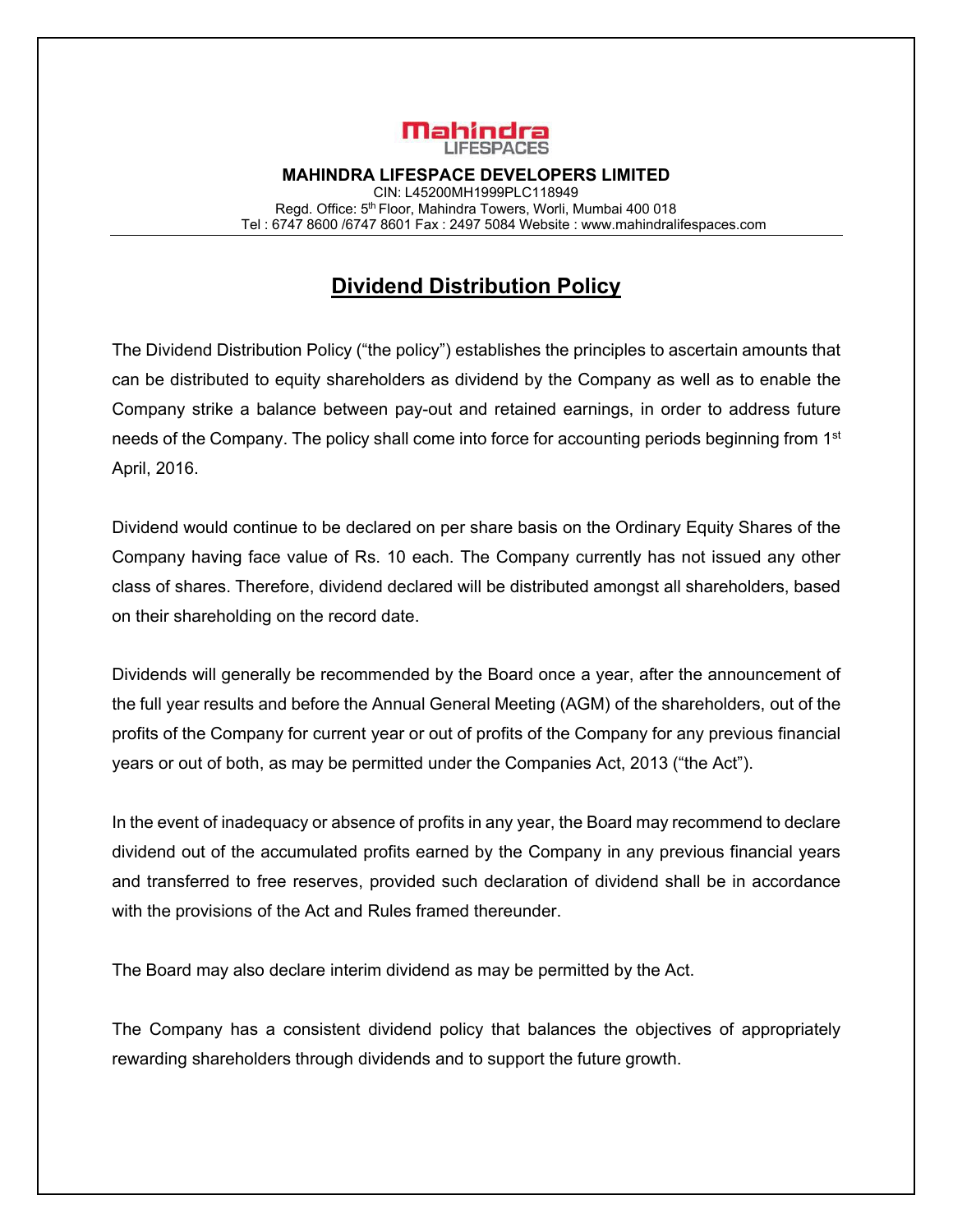**MAHINDRA LIFESPACE DEVELOPERS LIMITED**

CIN: L45200MH1999PLC118949

Regd. Office: 5th Floor, Mahindra Towers, Worli, Mumbai 400 018

Tel : 6747 8600 /6747 8601 Fax : 2497 5084 Website : www.mahindralifespaces.com

# Dividend Distribution Policy

The Dividend Distribution Policy ("the policy") establishes the principles to ascertain amounts that can be distributed to equity shareholders as dividend by the Company as well as to enable the Company strike a balance between pay-out and retained earnings, in order to address future needs of the Company. The policy shall come into force for accounting periods beginning from 1st April, 2016.

Dividend would continue to be declared on per share basis on the Ordinary Equity Shares of the Company having face value of Rs. 10 each. The Company currently has not issued any other class of shares. Therefore, dividend declared will be distributed amongst all shareholders, based on their shareholding on the record date.

Dividends will generally be recommended by the Board once a year, after the announcement of the full year results and before the Annual General Meeting (AGM) of the shareholders, out of the profits of the Company for current year or out of profits of the Company for any previous financial years or out of both, as may be permitted under the Companies Act, 2013 ("the Act").

In the event of inadequacy or absence of profits in any year, the Board may recommend to declare dividend out of the accumulated profits earned by the Company in any previous financial years and transferred to free reserves, provided such declaration of dividend shall be in accordance with the provisions of the Act and Rules framed thereunder.

The Board may also declare interim dividend as may be permitted by the Act.

The Company has a consistent dividend policy that balances the objectives of appropriately rewarding shareholders through dividends and to support the future growth.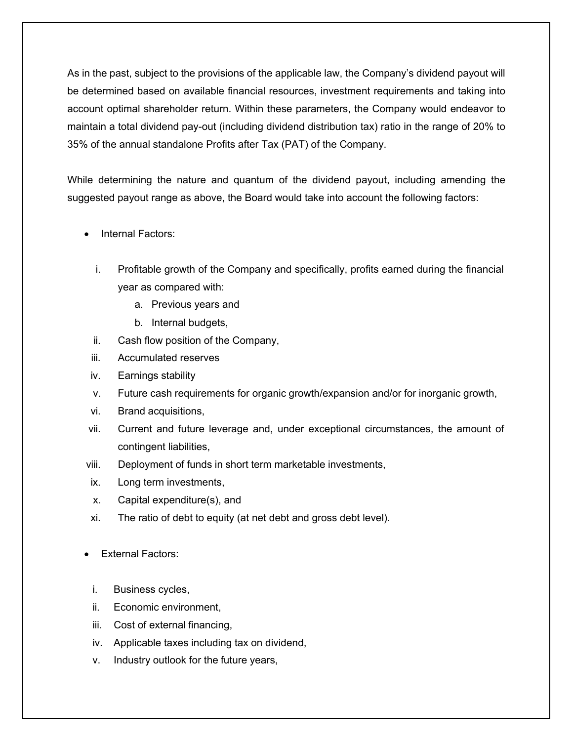As in the past, subject to the provisions of the applicable law, the Company's dividend payout will be determined based on available financial resources, investment requirements and taking into account optimal shareholder return. Within these parameters, the Company would endeavor to maintain a total dividend pay-out (including dividend distribution tax) ratio in the range of 20% to 35% of the annual standalone Profits after Tax (PAT) of the Company.

While determining the nature and quantum of the dividend payout, including amending the suggested payout range as above, the Board would take into account the following factors:

- Internal Factors:

  i. Profitable growth of the Company and specifically, profits earned during the financial year as compared with:
     a. Previous years and
     b. Internal budgets,
  ii. Cash flow position of the Company,
  iii. Accumulated reserves
  iv. Earnings stability
  v. Future cash requirements for organic growth/expansion and/or for inorganic growth,
  vi. Brand acquisitions,
  vii. Current and future leverage and, under exceptional circumstances, the amount of contingent liabilities,
  viii. Deployment of funds in short term marketable investments,
  ix. Long term investments,
  x. Capital expenditure(s), and
  xi. The ratio of debt to equity (at net debt and gross debt level).

- External Factors:

  i. Business cycles,
  ii. Economic environment,
  iii. Cost of external financing,
  iv. Applicable taxes including tax on dividend,
  v. Industry outlook for the future years,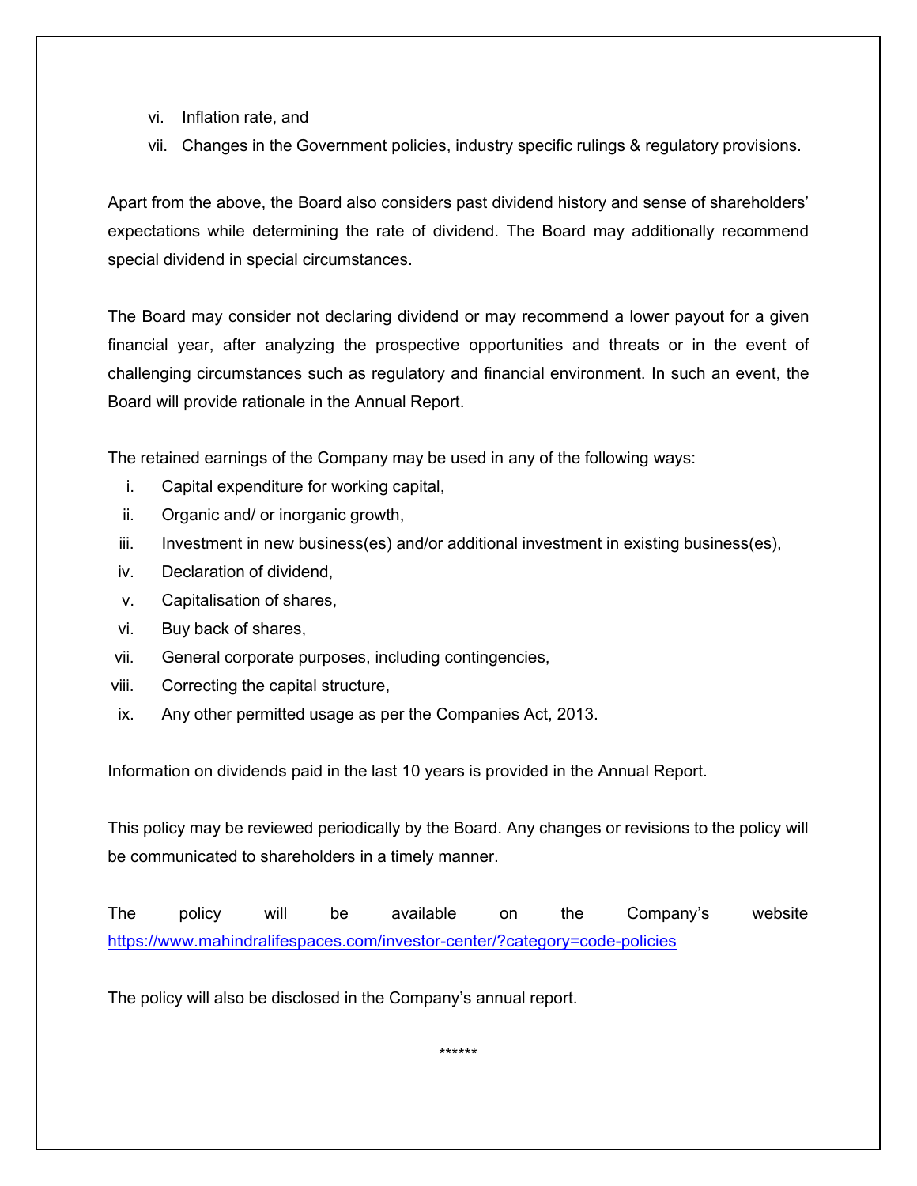vi. Inflation rate, and
vii. Changes in the Government policies, industry specific rulings & regulatory provisions.

Apart from the above, the Board also considers past dividend history and sense of shareholders' expectations while determining the rate of dividend. The Board may additionally recommend special dividend in special circumstances.

The Board may consider not declaring dividend or may recommend a lower payout for a given financial year, after analyzing the prospective opportunities and threats or in the event of challenging circumstances such as regulatory and financial environment. In such an event, the Board will provide rationale in the Annual Report.

The retained earnings of the Company may be used in any of the following ways:

i. Capital expenditure for working capital,
ii. Organic and/ or inorganic growth,
iii. Investment in new business(es) and/or additional investment in existing business(es),
iv. Declaration of dividend,
v. Capitalisation of shares,
vi. Buy back of shares,
vii. General corporate purposes, including contingencies,
viii. Correcting the capital structure,
ix. Any other permitted usage as per the Companies Act, 2013.

Information on dividends paid in the last 10 years is provided in the Annual Report.

This policy may be reviewed periodically by the Board. Any changes or revisions to the policy will be communicated to shareholders in a timely manner.

The policy will be available on the Company's website https://www.mahindralifespaces.com/investor-center/?category=code-policies

The policy will also be disclosed in the Company's annual report.

******